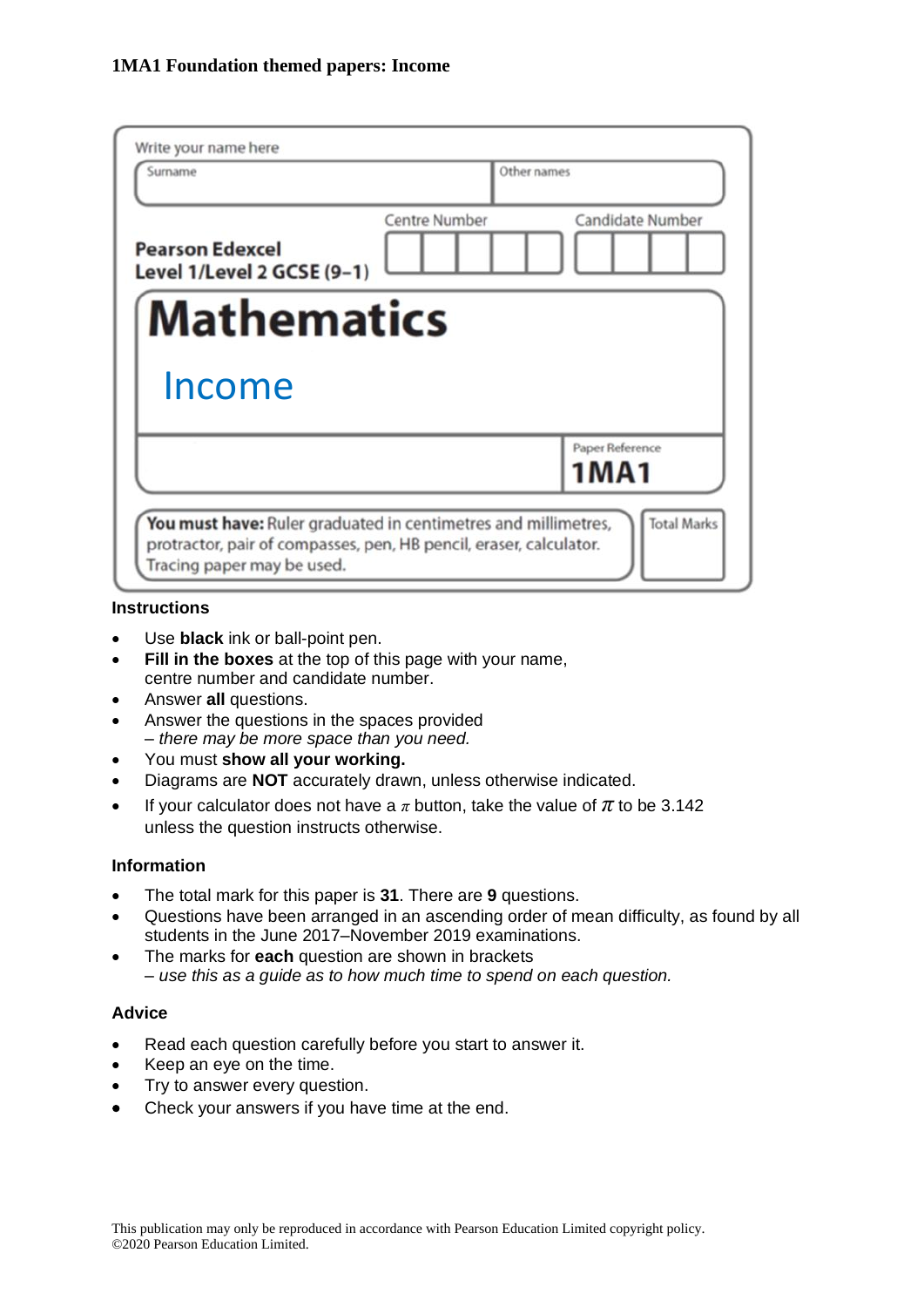**1MA1 Foundation themed papers: Income**

Write your name here

| Surname | Other names |
|---|---|
| | |

Pearson Edexcel
Level 1/Level 2 GCSE (9–1)

Centre Number | Candidate Number

# Mathematics

## Income

Paper Reference
**1MA1**

**You must have:** Ruler graduated in centimetres and millimetres, protractor, pair of compasses, pen, HB pencil, eraser, calculator. Tracing paper may be used.

Total Marks

### Instructions

- Use **black** ink or ball-point pen.
- **Fill in the boxes** at the top of this page with your name, centre number and candidate number.
- Answer **all** questions.
- Answer the questions in the spaces provided
  *– there may be more space than you need.*
- You must **show all your working.**
- Diagrams are **NOT** accurately drawn, unless otherwise indicated.
- If your calculator does not have a $\pi$ button, take the value of $\pi$ to be 3.142 unless the question instructs otherwise.

### Information

- The total mark for this paper is **31**. There are **9** questions.
- Questions have been arranged in an ascending order of mean difficulty, as found by all students in the June 2017–November 2019 examinations.
- The marks for **each** question are shown in brackets
  *– use this as a guide as to how much time to spend on each question.*

### Advice

- Read each question carefully before you start to answer it.
- Keep an eye on the time.
- Try to answer every question.
- Check your answers if you have time at the end.

This publication may only be reproduced in accordance with Pearson Education Limited copyright policy.
©2020 Pearson Education Limited.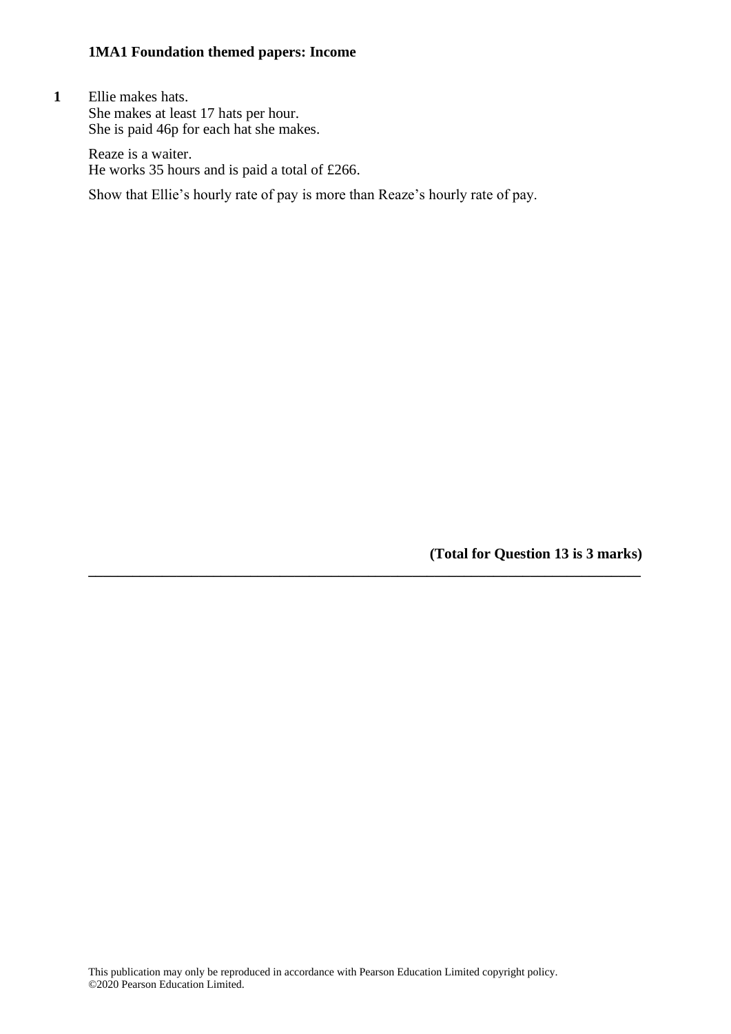**1MA1 Foundation themed papers: Income**

**1** Ellie makes hats.
She makes at least 17 hats per hour.
She is paid 46p for each hat she makes.

Reaze is a waiter.
He works 35 hours and is paid a total of £266.

Show that Ellie's hourly rate of pay is more than Reaze's hourly rate of pay.

**(Total for Question 13 is 3 marks)**

---

This publication may only be reproduced in accordance with Pearson Education Limited copyright policy.
©2020 Pearson Education Limited.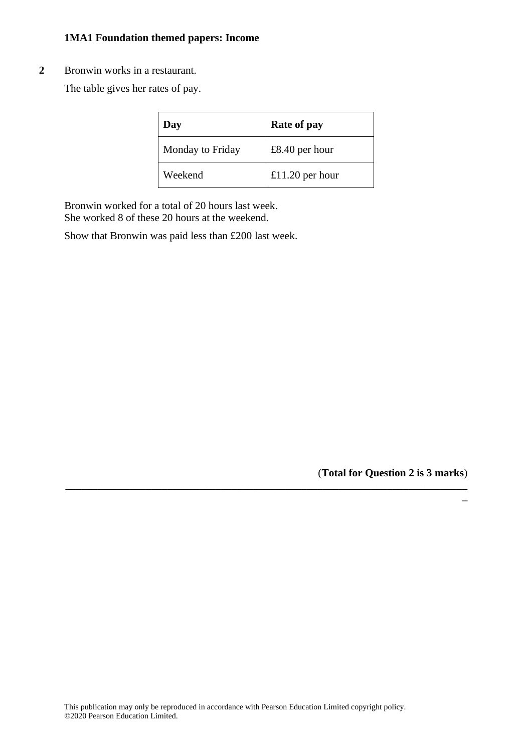**2** Bronwin works in a restaurant.

The table gives her rates of pay.

| Day | Rate of pay |
| --- | --- |
| Monday to Friday | £8.40 per hour |
| Weekend | £11.20 per hour |

Bronwin worked for a total of 20 hours last week.
She worked 8 of these 20 hours at the weekend.

Show that Bronwin was paid less than £200 last week.

(**Total for Question 2 is 3 marks**)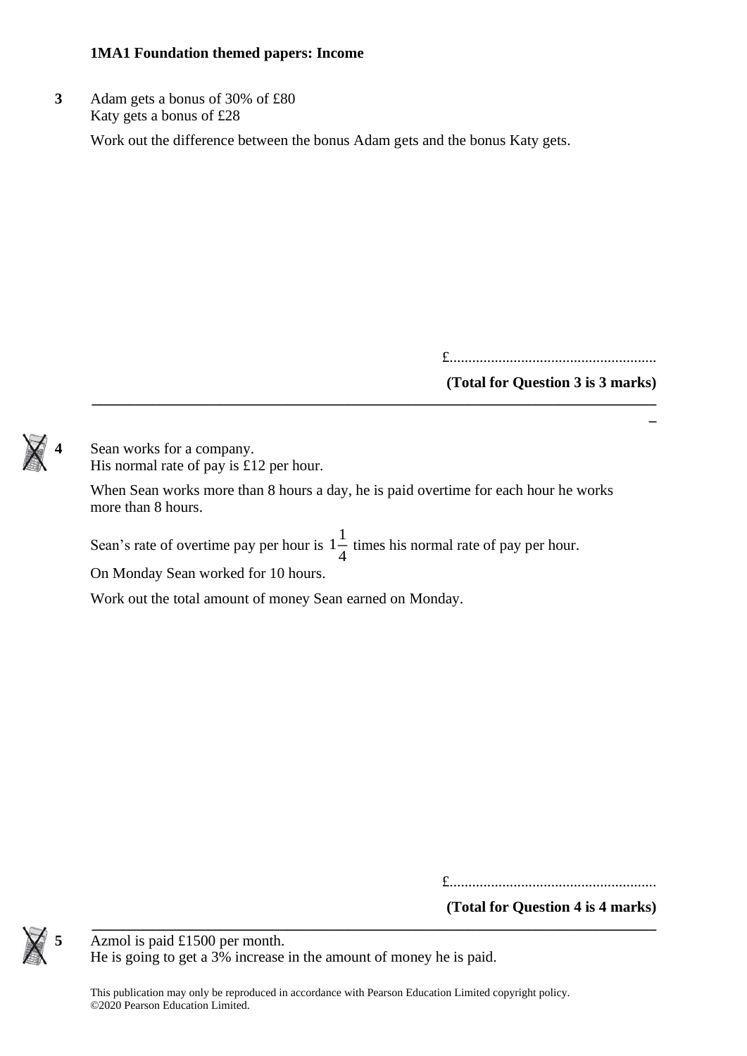**3** Adam gets a bonus of 30% of £80
Katy gets a bonus of £28

Work out the difference between the bonus Adam gets and the bonus Katy gets.

£......................................................

**(Total for Question 3 is 3 marks)**

---

**4** Sean works for a company.
His normal rate of pay is £12 per hour.

When Sean works more than 8 hours a day, he is paid overtime for each hour he works more than 8 hours.

Sean's rate of overtime pay per hour is $1\frac{1}{4}$ times his normal rate of pay per hour.

On Monday Sean worked for 10 hours.

Work out the total amount of money Sean earned on Monday.

£......................................................

**(Total for Question 4 is 4 marks)**

---

**5** Azmol is paid £1500 per month.
He is going to get a 3% increase in the amount of money he is paid.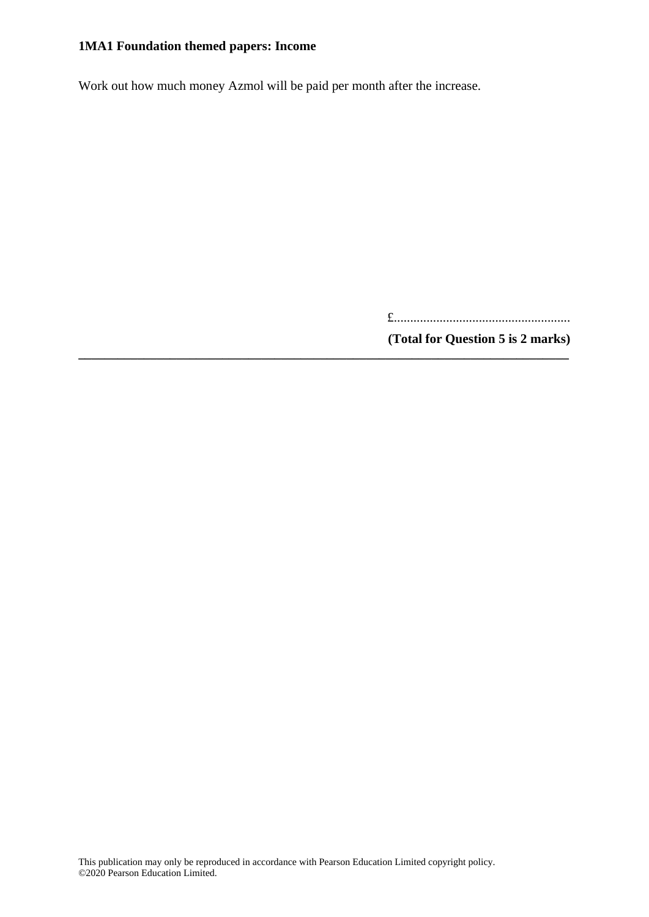Work out how much money Azmol will be paid per month after the increase.

£......................................................

**(Total for Question 5 is 2 marks)**

---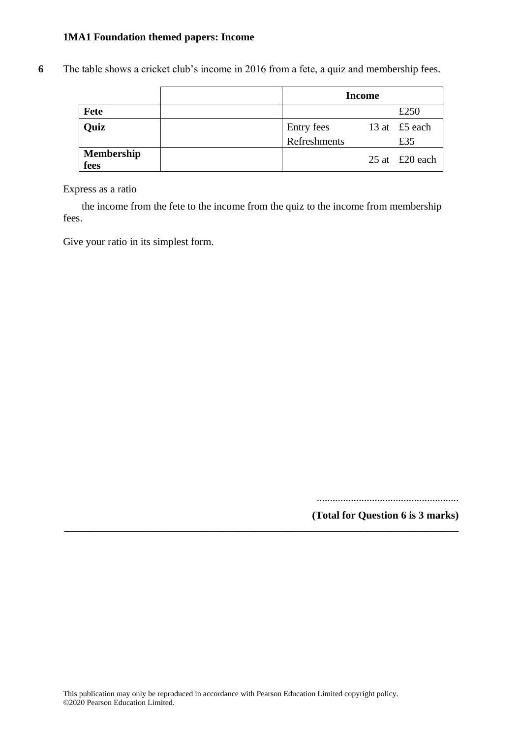**6** The table shows a cricket club's income in 2016 from a fete, a quiz and membership fees.

| | | Income | | |
|---|---|---|---|---|
| **Fete** | | | | £250 |
| **Quiz** | | Entry fees | 13 at | £5 each |
| | | Refreshments | | £35 |
| **Membership fees** | | | 25 at | £20 each |

Express as a ratio

the income from the fete to the income from the quiz to the income from membership fees.

Give your ratio in its simplest form.

......................................................

**(Total for Question 6 is 3 marks)**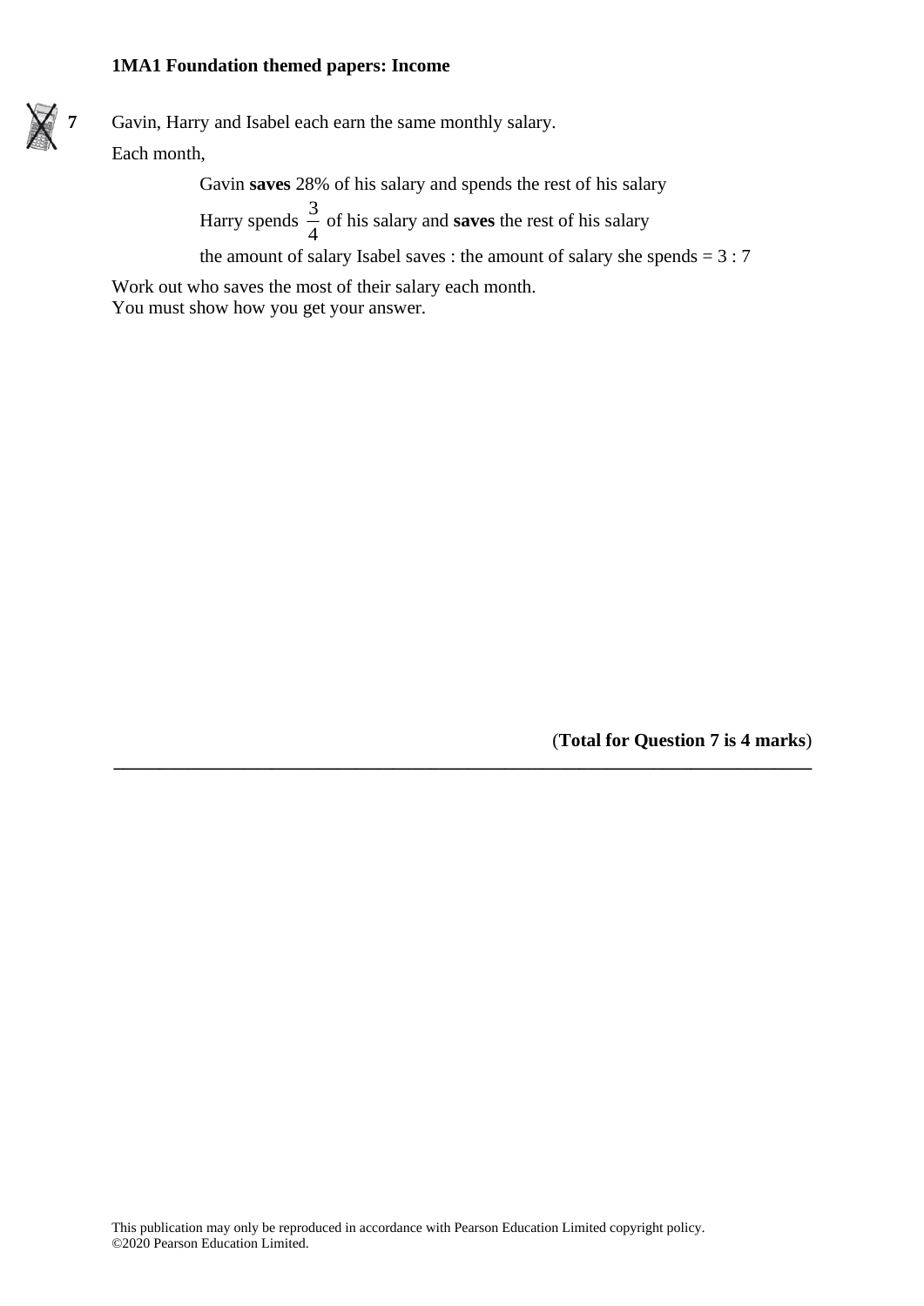**7** Gavin, Harry and Isabel each earn the same monthly salary.

Each month,

Gavin **saves** 28% of his salary and spends the rest of his salary

Harry spends $\frac{3}{4}$ of his salary and **saves** the rest of his salary

the amount of salary Isabel saves : the amount of salary she spends = 3 : 7

Work out who saves the most of their salary each month.
You must show how you get your answer.

(**Total for Question 7 is 4 marks**)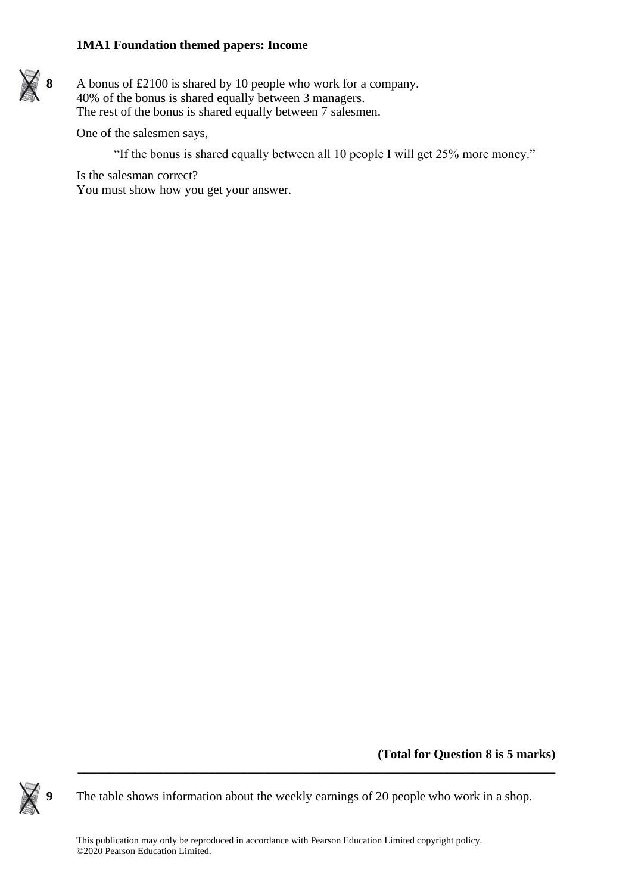**8** A bonus of £2100 is shared by 10 people who work for a company.
40% of the bonus is shared equally between 3 managers.
The rest of the bonus is shared equally between 7 salesmen.

One of the salesmen says,

> "If the bonus is shared equally between all 10 people I will get 25% more money."

Is the salesman correct?
You must show how you get your answer.

**(Total for Question 8 is 5 marks)**

---

**9** The table shows information about the weekly earnings of 20 people who work in a shop.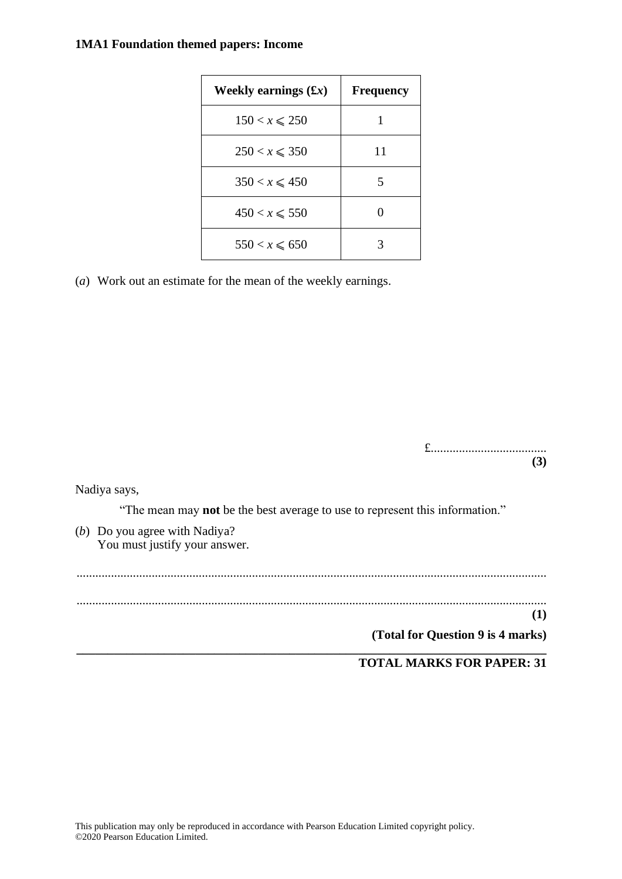| Weekly earnings (£$x$) | Frequency |
|---|---|
| $150 < x \leqslant 250$ | 1 |
| $250 < x \leqslant 350$ | 11 |
| $350 < x \leqslant 450$ | 5 |
| $450 < x \leqslant 550$ | 0 |
| $550 < x \leqslant 650$ | 3 |

(*a*) Work out an estimate for the mean of the weekly earnings.

£.....................................

**(3)**

Nadiya says,

"The mean may **not** be the best average to use to represent this information."

(*b*) Do you agree with Nadiya?
You must justify your answer.

.......................................................................................................................................................

.......................................................................................................................................................

**(1)**

**(Total for Question 9 is 4 marks)**

**TOTAL MARKS FOR PAPER: 31**